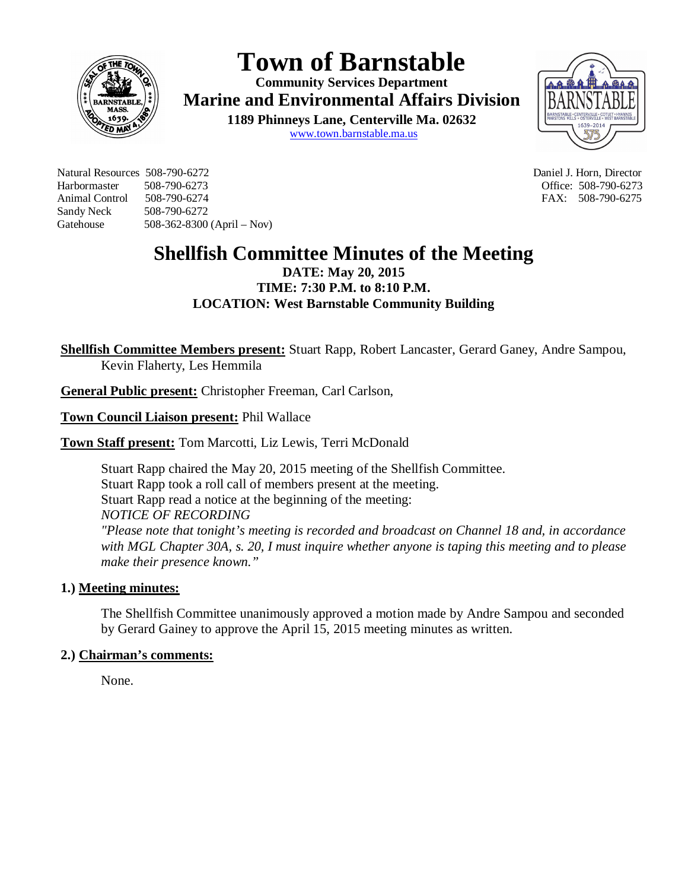# Town of Barnstable

**Community Services Department**

## Marine and Environmental Affairs Division

**1189 Phinneys Lane, Centerville Ma. 02632**

www.town.barnstable.ma.us

Natural Resources 508-790-6272
Harbormaster 508-790-6273
Animal Control 508-790-6274
Sandy Neck 508-790-6272
Gatehouse 508-362-8300 (April – Nov)

Daniel J. Horn, Director
Office: 508-790-6273
FAX: 508-790-6275

# Shellfish Committee Minutes of the Meeting

**DATE: May 20, 2015**
**TIME: 7:30 P.M. to 8:10 P.M.**
**LOCATION: West Barnstable Community Building**

**Shellfish Committee Members present:** Stuart Rapp, Robert Lancaster, Gerard Ganey, Andre Sampou, Kevin Flaherty, Les Hemmila

**General Public present:** Christopher Freeman, Carl Carlson,

**Town Council Liaison present:** Phil Wallace

**Town Staff present:** Tom Marcotti, Liz Lewis, Terri McDonald

Stuart Rapp chaired the May 20, 2015 meeting of the Shellfish Committee.
Stuart Rapp took a roll call of members present at the meeting.
Stuart Rapp read a notice at the beginning of the meeting:
*NOTICE OF RECORDING*
*"Please note that tonight's meeting is recorded and broadcast on Channel 18 and, in accordance with MGL Chapter 30A, s. 20, I must inquire whether anyone is taping this meeting and to please make their presence known."*

### 1.) Meeting minutes:

The Shellfish Committee unanimously approved a motion made by Andre Sampou and seconded by Gerard Gainey to approve the April 15, 2015 meeting minutes as written.

### 2.) Chairman's comments:

None.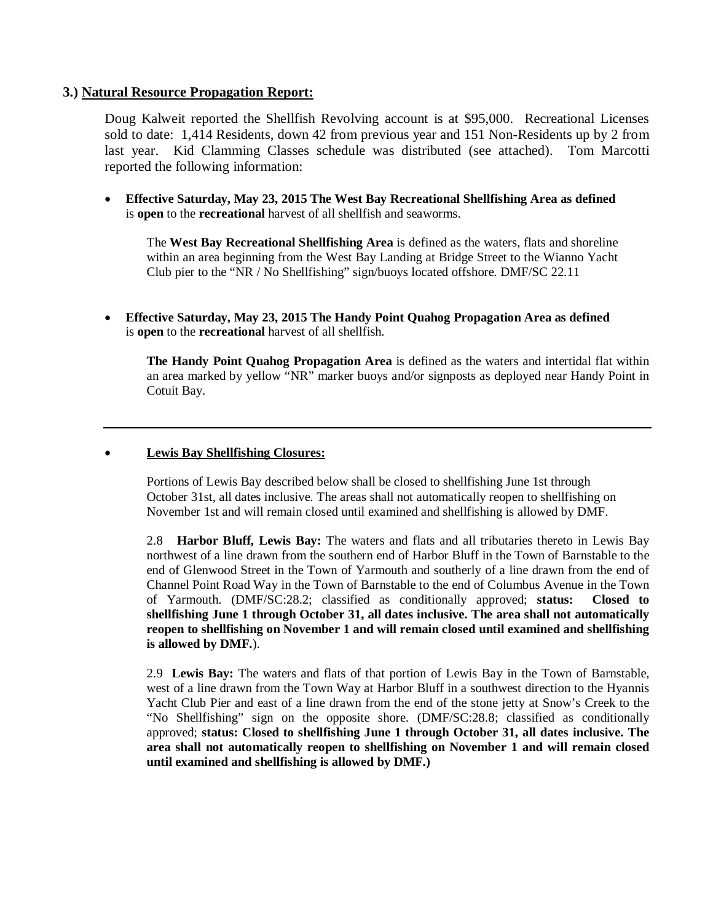### 3.) Natural Resource Propagation Report:

Doug Kalweit reported the Shellfish Revolving account is at $95,000. Recreational Licenses sold to date: 1,414 Residents, down 42 from previous year and 151 Non-Residents up by 2 from last year. Kid Clamming Classes schedule was distributed (see attached). Tom Marcotti reported the following information:

- **Effective Saturday, May 23, 2015 The West Bay Recreational Shellfishing Area as defined** is **open** to the **recreational** harvest of all shellfish and seaworms.

  The **West Bay Recreational Shellfishing Area** is defined as the waters, flats and shoreline within an area beginning from the West Bay Landing at Bridge Street to the Wianno Yacht Club pier to the "NR / No Shellfishing" sign/buoys located offshore. DMF/SC 22.11

- **Effective Saturday, May 23, 2015 The Handy Point Quahog Propagation Area as defined** is **open** to the **recreational** harvest of all shellfish.

  **The Handy Point Quahog Propagation Area** is defined as the waters and intertidal flat within an area marked by yellow "NR" marker buoys and/or signposts as deployed near Handy Point in Cotuit Bay.

---

- **Lewis Bay Shellfishing Closures:**

  Portions of Lewis Bay described below shall be closed to shellfishing June 1st through October 31st, all dates inclusive. The areas shall not automatically reopen to shellfishing on November 1st and will remain closed until examined and shellfishing is allowed by DMF.

  2.8 **Harbor Bluff, Lewis Bay:** The waters and flats and all tributaries thereto in Lewis Bay northwest of a line drawn from the southern end of Harbor Bluff in the Town of Barnstable to the end of Glenwood Street in the Town of Yarmouth and southerly of a line drawn from the end of Channel Point Road Way in the Town of Barnstable to the end of Columbus Avenue in the Town of Yarmouth. (DMF/SC:28.2; classified as conditionally approved; **status: Closed to shellfishing June 1 through October 31, all dates inclusive. The area shall not automatically reopen to shellfishing on November 1 and will remain closed until examined and shellfishing is allowed by DMF.**).

  2.9 **Lewis Bay:** The waters and flats of that portion of Lewis Bay in the Town of Barnstable, west of a line drawn from the Town Way at Harbor Bluff in a southwest direction to the Hyannis Yacht Club Pier and east of a line drawn from the end of the stone jetty at Snow's Creek to the "No Shellfishing" sign on the opposite shore. (DMF/SC:28.8; classified as conditionally approved; **status: Closed to shellfishing June 1 through October 31, all dates inclusive. The area shall not automatically reopen to shellfishing on November 1 and will remain closed until examined and shellfishing is allowed by DMF.)**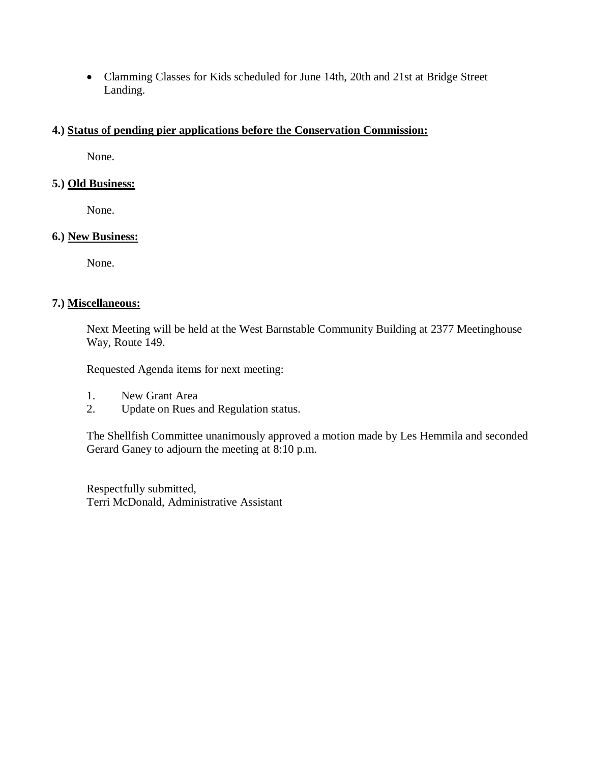- Clamming Classes for Kids scheduled for June 14th, 20th and 21st at Bridge Street Landing.

**4.) Status of pending pier applications before the Conservation Commission:**

None.

**5.) Old Business:**

None.

**6.) New Business:**

None.

**7.) Miscellaneous:**

Next Meeting will be held at the West Barnstable Community Building at 2377 Meetinghouse Way, Route 149.

Requested Agenda items for next meeting:

1. New Grant Area
2. Update on Rues and Regulation status.

The Shellfish Committee unanimously approved a motion made by Les Hemmila and seconded Gerard Ganey to adjourn the meeting at 8:10 p.m.

Respectfully submitted,
Terri McDonald, Administrative Assistant